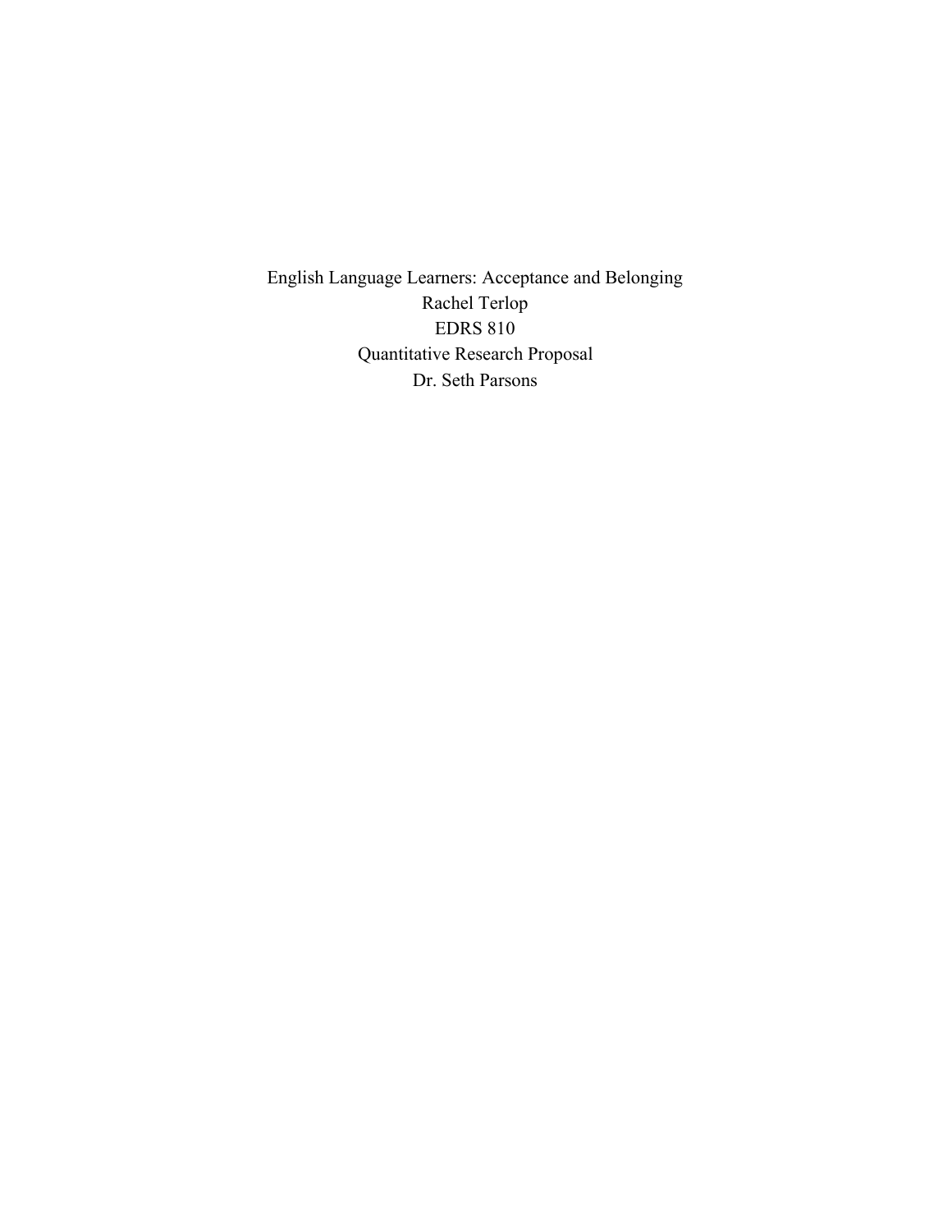English Language Learners: Acceptance and Belonging

Rachel Terlop

EDRS 810

Quantitative Research Proposal

Dr. Seth Parsons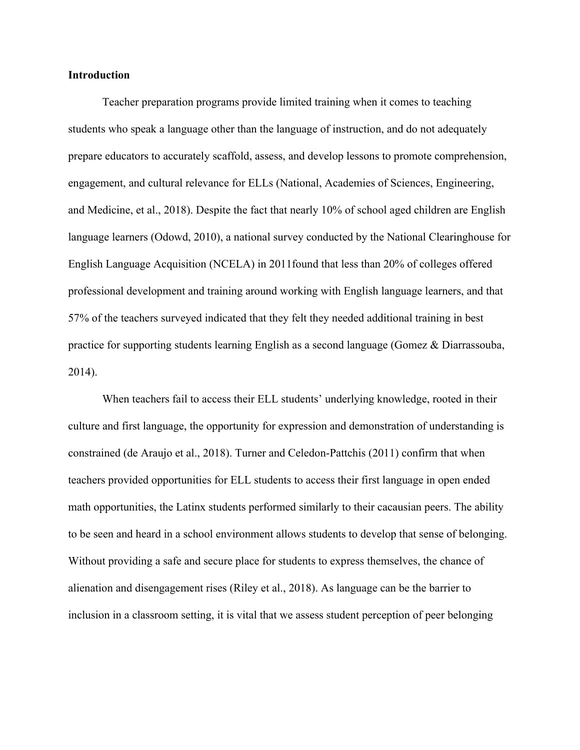**Introduction**

Teacher preparation programs provide limited training when it comes to teaching students who speak a language other than the language of instruction, and do not adequately prepare educators to accurately scaffold, assess, and develop lessons to promote comprehension, engagement, and cultural relevance for ELLs (National, Academies of Sciences, Engineering, and Medicine, et al., 2018). Despite the fact that nearly 10% of school aged children are English language learners (Odowd, 2010), a national survey conducted by the National Clearinghouse for English Language Acquisition (NCELA) in 2011found that less than 20% of colleges offered professional development and training around working with English language learners, and that 57% of the teachers surveyed indicated that they felt they needed additional training in best practice for supporting students learning English as a second language (Gomez & Diarrassouba, 2014).

When teachers fail to access their ELL students' underlying knowledge, rooted in their culture and first language, the opportunity for expression and demonstration of understanding is constrained (de Araujo et al., 2018). Turner and Celedon-Pattchis (2011) confirm that when teachers provided opportunities for ELL students to access their first language in open ended math opportunities, the Latinx students performed similarly to their cacausian peers. The ability to be seen and heard in a school environment allows students to develop that sense of belonging. Without providing a safe and secure place for students to express themselves, the chance of alienation and disengagement rises (Riley et al., 2018). As language can be the barrier to inclusion in a classroom setting, it is vital that we assess student perception of peer belonging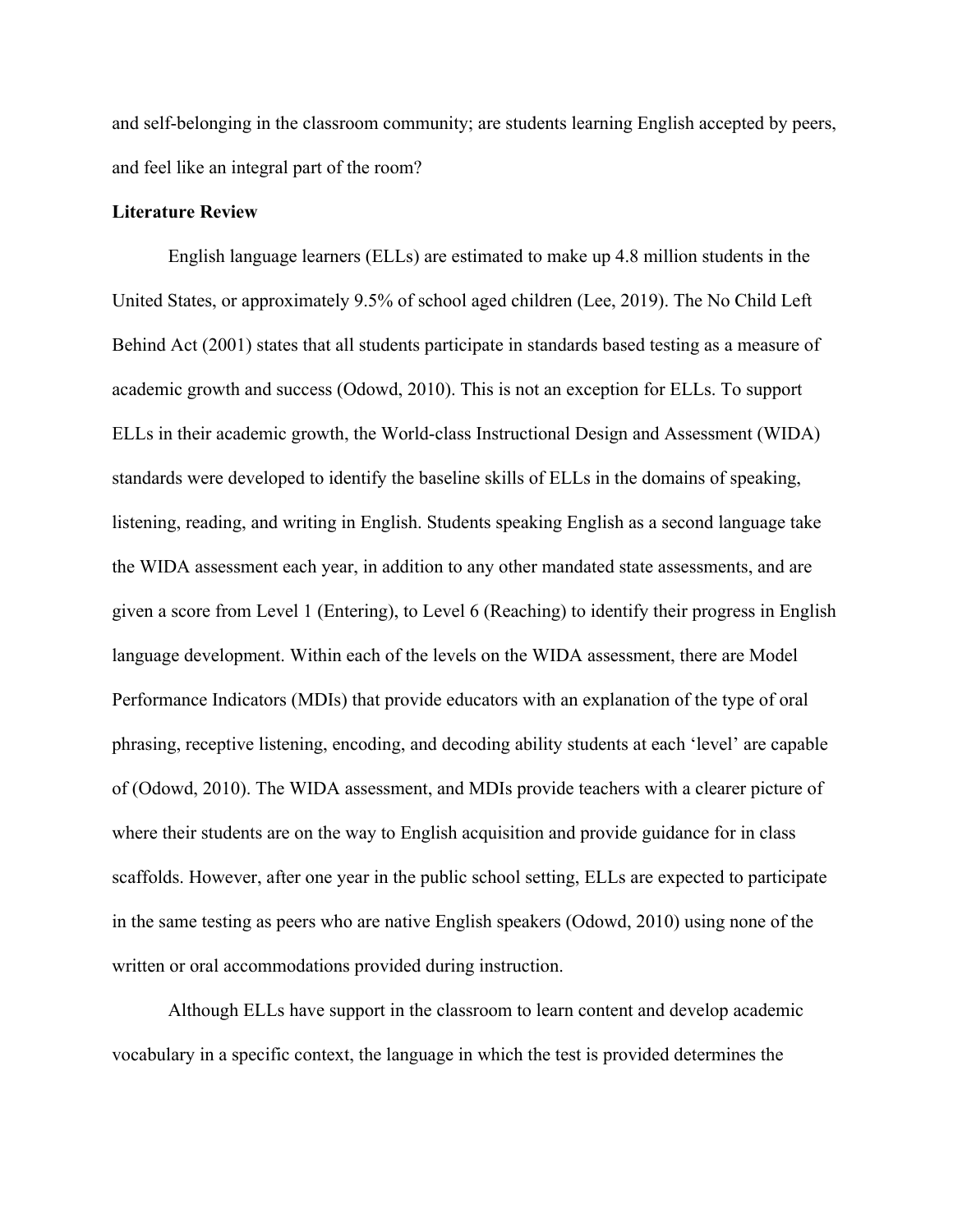and self-belonging in the classroom community; are students learning English accepted by peers, and feel like an integral part of the room?

**Literature Review**

English language learners (ELLs) are estimated to make up 4.8 million students in the United States, or approximately 9.5% of school aged children (Lee, 2019). The No Child Left Behind Act (2001) states that all students participate in standards based testing as a measure of academic growth and success (Odowd, 2010). This is not an exception for ELLs. To support ELLs in their academic growth, the World-class Instructional Design and Assessment (WIDA) standards were developed to identify the baseline skills of ELLs in the domains of speaking, listening, reading, and writing in English. Students speaking English as a second language take the WIDA assessment each year, in addition to any other mandated state assessments, and are given a score from Level 1 (Entering), to Level 6 (Reaching) to identify their progress in English language development. Within each of the levels on the WIDA assessment, there are Model Performance Indicators (MDIs) that provide educators with an explanation of the type of oral phrasing, receptive listening, encoding, and decoding ability students at each 'level' are capable of (Odowd, 2010). The WIDA assessment, and MDIs provide teachers with a clearer picture of where their students are on the way to English acquisition and provide guidance for in class scaffolds. However, after one year in the public school setting, ELLs are expected to participate in the same testing as peers who are native English speakers (Odowd, 2010) using none of the written or oral accommodations provided during instruction.

Although ELLs have support in the classroom to learn content and develop academic vocabulary in a specific context, the language in which the test is provided determines the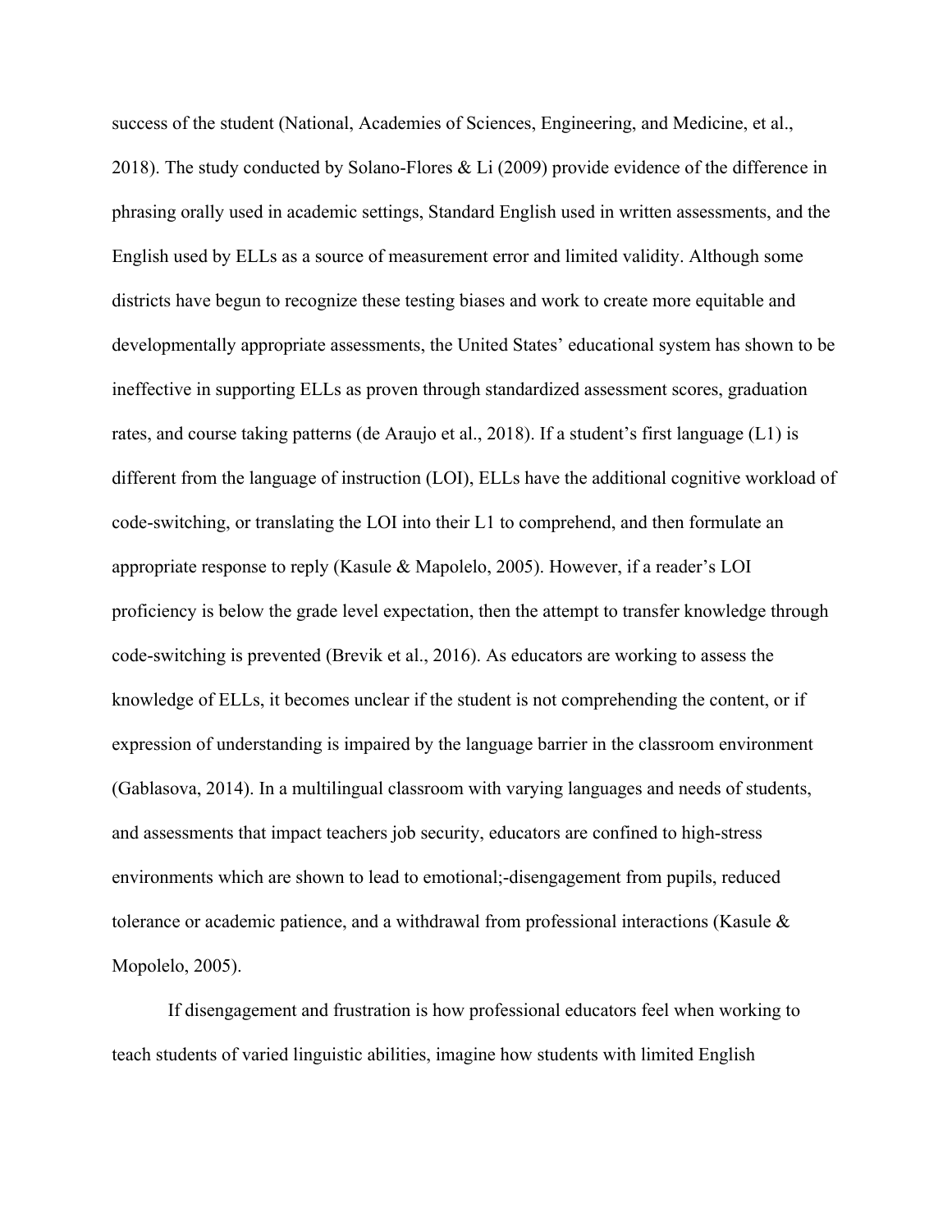success of the student (National, Academies of Sciences, Engineering, and Medicine, et al., 2018). The study conducted by Solano-Flores & Li (2009) provide evidence of the difference in phrasing orally used in academic settings, Standard English used in written assessments, and the English used by ELLs as a source of measurement error and limited validity. Although some districts have begun to recognize these testing biases and work to create more equitable and developmentally appropriate assessments, the United States' educational system has shown to be ineffective in supporting ELLs as proven through standardized assessment scores, graduation rates, and course taking patterns (de Araujo et al., 2018). If a student's first language (L1) is different from the language of instruction (LOI), ELLs have the additional cognitive workload of code-switching, or translating the LOI into their L1 to comprehend, and then formulate an appropriate response to reply (Kasule & Mapolelo, 2005). However, if a reader's LOI proficiency is below the grade level expectation, then the attempt to transfer knowledge through code-switching is prevented (Brevik et al., 2016). As educators are working to assess the knowledge of ELLs, it becomes unclear if the student is not comprehending the content, or if expression of understanding is impaired by the language barrier in the classroom environment (Gablasova, 2014). In a multilingual classroom with varying languages and needs of students, and assessments that impact teachers job security, educators are confined to high-stress environments which are shown to lead to emotional;-disengagement from pupils, reduced tolerance or academic patience, and a withdrawal from professional interactions (Kasule & Mopolelo, 2005).

If disengagement and frustration is how professional educators feel when working to teach students of varied linguistic abilities, imagine how students with limited English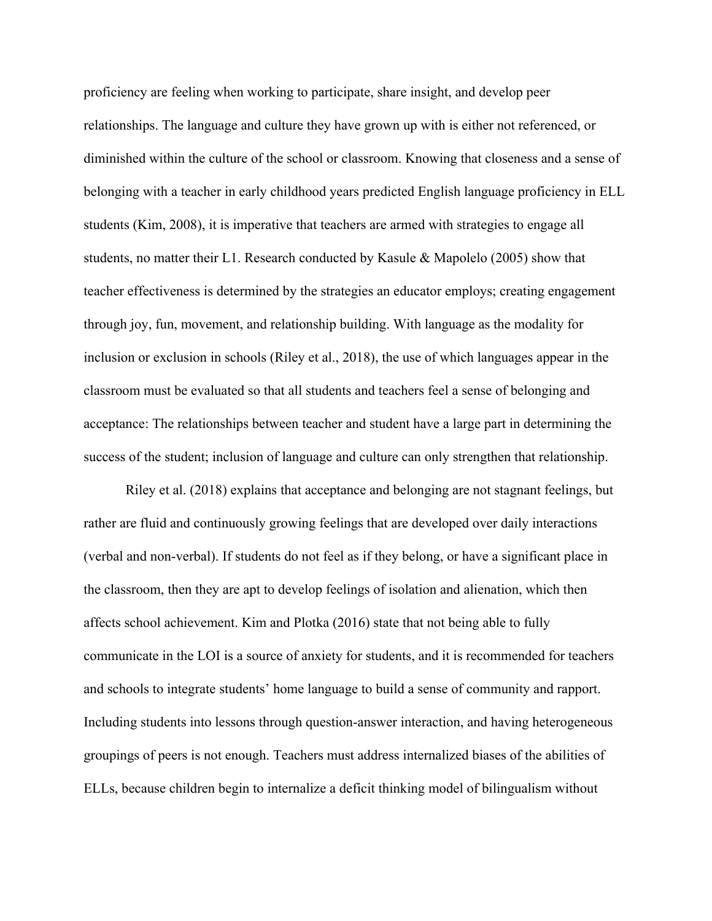proficiency are feeling when working to participate, share insight, and develop peer relationships. The language and culture they have grown up with is either not referenced, or diminished within the culture of the school or classroom. Knowing that closeness and a sense of belonging with a teacher in early childhood years predicted English language proficiency in ELL students (Kim, 2008), it is imperative that teachers are armed with strategies to engage all students, no matter their L1. Research conducted by Kasule & Mapolelo (2005) show that teacher effectiveness is determined by the strategies an educator employs; creating engagement through joy, fun, movement, and relationship building. With language as the modality for inclusion or exclusion in schools (Riley et al., 2018), the use of which languages appear in the classroom must be evaluated so that all students and teachers feel a sense of belonging and acceptance: The relationships between teacher and student have a large part in determining the success of the student; inclusion of language and culture can only strengthen that relationship.

Riley et al. (2018) explains that acceptance and belonging are not stagnant feelings, but rather are fluid and continuously growing feelings that are developed over daily interactions (verbal and non-verbal). If students do not feel as if they belong, or have a significant place in the classroom, then they are apt to develop feelings of isolation and alienation, which then affects school achievement. Kim and Plotka (2016) state that not being able to fully communicate in the LOI is a source of anxiety for students, and it is recommended for teachers and schools to integrate students' home language to build a sense of community and rapport. Including students into lessons through question-answer interaction, and having heterogeneous groupings of peers is not enough. Teachers must address internalized biases of the abilities of ELLs, because children begin to internalize a deficit thinking model of bilingualism without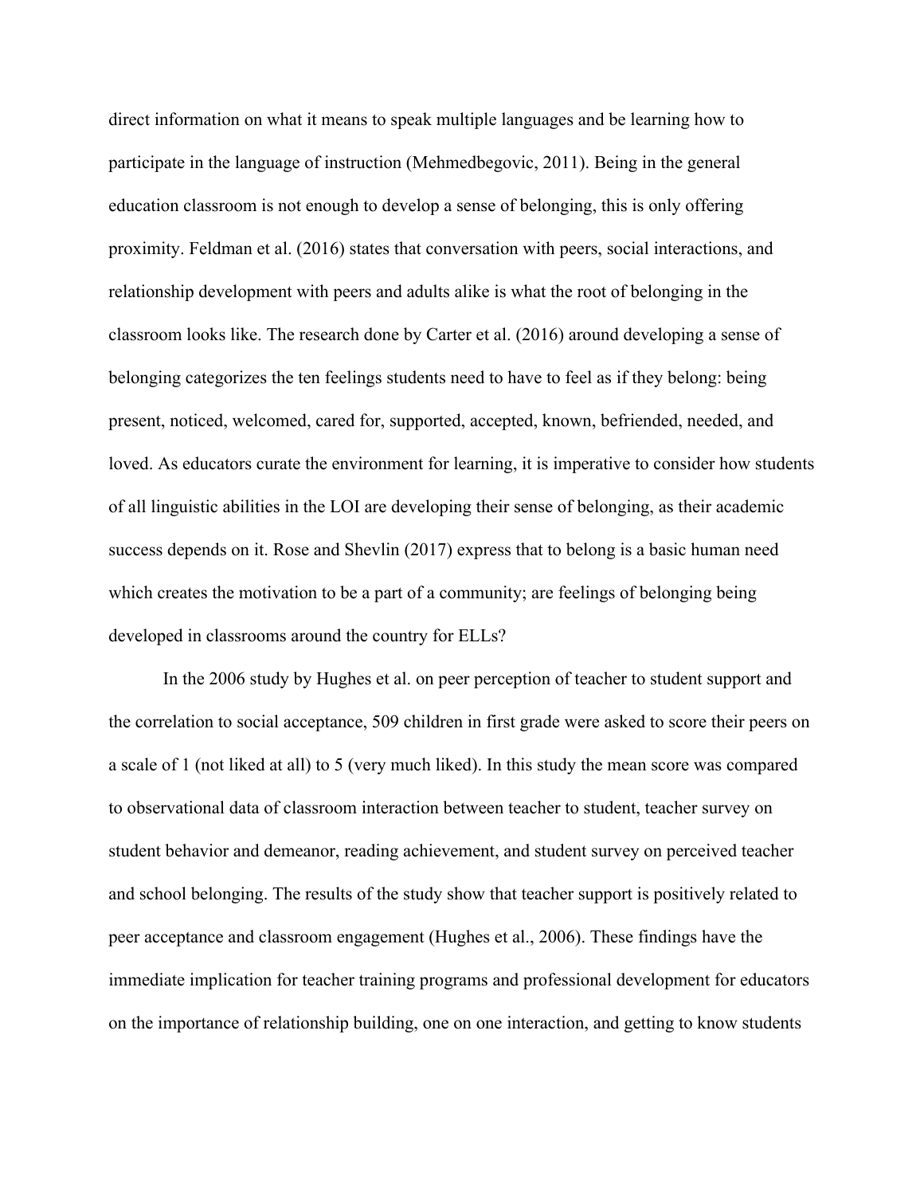direct information on what it means to speak multiple languages and be learning how to participate in the language of instruction (Mehmedbegovic, 2011). Being in the general education classroom is not enough to develop a sense of belonging, this is only offering proximity. Feldman et al. (2016) states that conversation with peers, social interactions, and relationship development with peers and adults alike is what the root of belonging in the classroom looks like. The research done by Carter et al. (2016) around developing a sense of belonging categorizes the ten feelings students need to have to feel as if they belong: being present, noticed, welcomed, cared for, supported, accepted, known, befriended, needed, and loved. As educators curate the environment for learning, it is imperative to consider how students of all linguistic abilities in the LOI are developing their sense of belonging, as their academic success depends on it. Rose and Shevlin (2017) express that to belong is a basic human need which creates the motivation to be a part of a community; are feelings of belonging being developed in classrooms around the country for ELLs?

In the 2006 study by Hughes et al. on peer perception of teacher to student support and the correlation to social acceptance, 509 children in first grade were asked to score their peers on a scale of 1 (not liked at all) to 5 (very much liked). In this study the mean score was compared to observational data of classroom interaction between teacher to student, teacher survey on student behavior and demeanor, reading achievement, and student survey on perceived teacher and school belonging. The results of the study show that teacher support is positively related to peer acceptance and classroom engagement (Hughes et al., 2006). These findings have the immediate implication for teacher training programs and professional development for educators on the importance of relationship building, one on one interaction, and getting to know students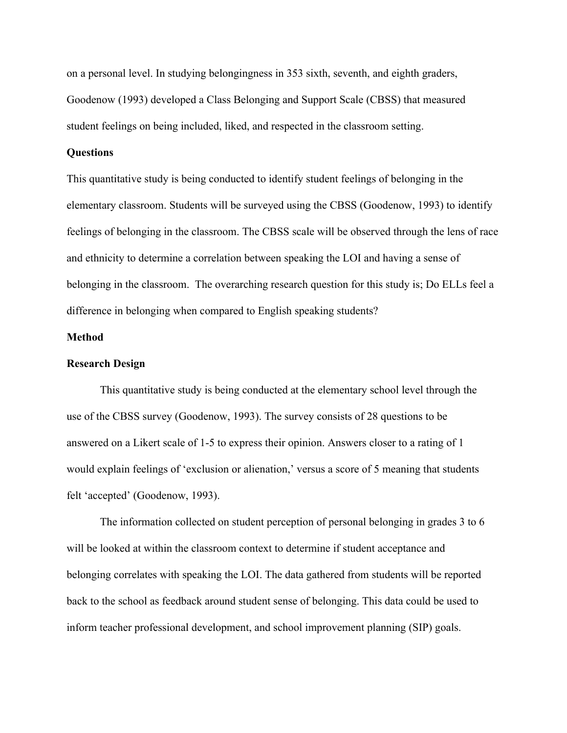on a personal level. In studying belongingness in 353 sixth, seventh, and eighth graders, Goodenow (1993) developed a Class Belonging and Support Scale (CBSS) that measured student feelings on being included, liked, and respected in the classroom setting.

## Questions

This quantitative study is being conducted to identify student feelings of belonging in the elementary classroom. Students will be surveyed using the CBSS (Goodenow, 1993) to identify feelings of belonging in the classroom. The CBSS scale will be observed through the lens of race and ethnicity to determine a correlation between speaking the LOI and having a sense of belonging in the classroom. The overarching research question for this study is; Do ELLs feel a difference in belonging when compared to English speaking students?

## Method

### Research Design

This quantitative study is being conducted at the elementary school level through the use of the CBSS survey (Goodenow, 1993). The survey consists of 28 questions to be answered on a Likert scale of 1-5 to express their opinion. Answers closer to a rating of 1 would explain feelings of 'exclusion or alienation,' versus a score of 5 meaning that students felt 'accepted' (Goodenow, 1993).

The information collected on student perception of personal belonging in grades 3 to 6 will be looked at within the classroom context to determine if student acceptance and belonging correlates with speaking the LOI. The data gathered from students will be reported back to the school as feedback around student sense of belonging. This data could be used to inform teacher professional development, and school improvement planning (SIP) goals.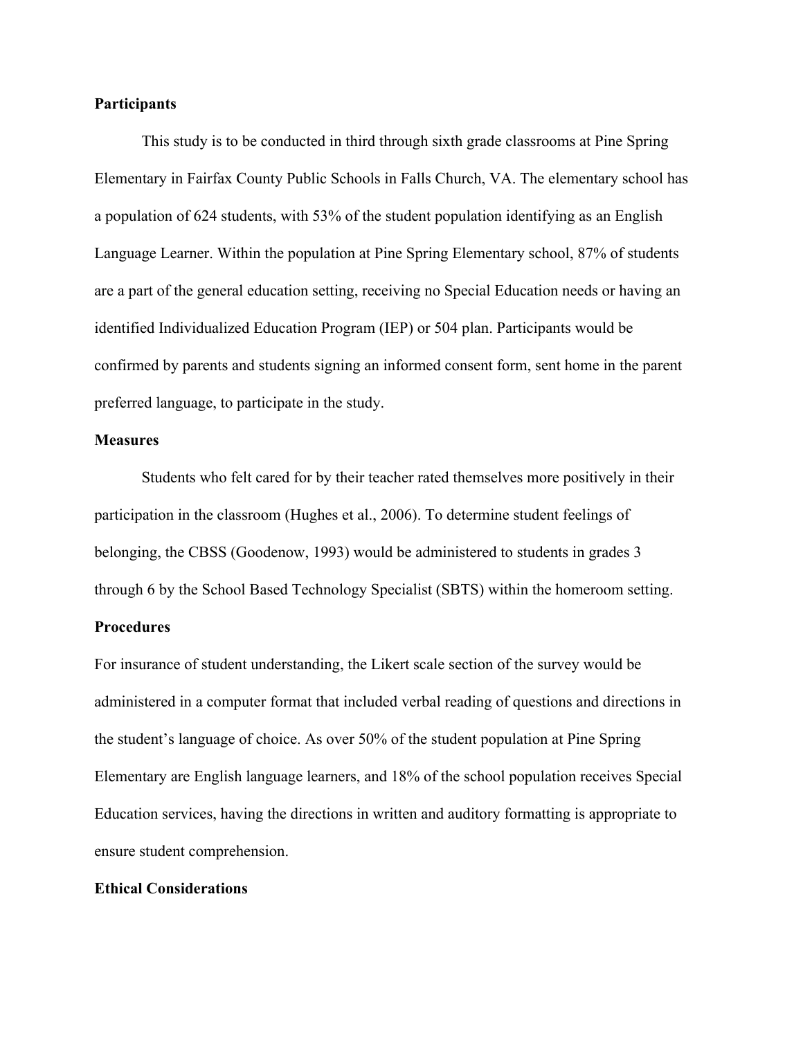**Participants**

This study is to be conducted in third through sixth grade classrooms at Pine Spring Elementary in Fairfax County Public Schools in Falls Church, VA. The elementary school has a population of 624 students, with 53% of the student population identifying as an English Language Learner. Within the population at Pine Spring Elementary school, 87% of students are a part of the general education setting, receiving no Special Education needs or having an identified Individualized Education Program (IEP) or 504 plan. Participants would be confirmed by parents and students signing an informed consent form, sent home in the parent preferred language, to participate in the study.

**Measures**

Students who felt cared for by their teacher rated themselves more positively in their participation in the classroom (Hughes et al., 2006). To determine student feelings of belonging, the CBSS (Goodenow, 1993) would be administered to students in grades 3 through 6 by the School Based Technology Specialist (SBTS) within the homeroom setting.

**Procedures**

For insurance of student understanding, the Likert scale section of the survey would be administered in a computer format that included verbal reading of questions and directions in the student's language of choice. As over 50% of the student population at Pine Spring Elementary are English language learners, and 18% of the school population receives Special Education services, having the directions in written and auditory formatting is appropriate to ensure student comprehension.

**Ethical Considerations**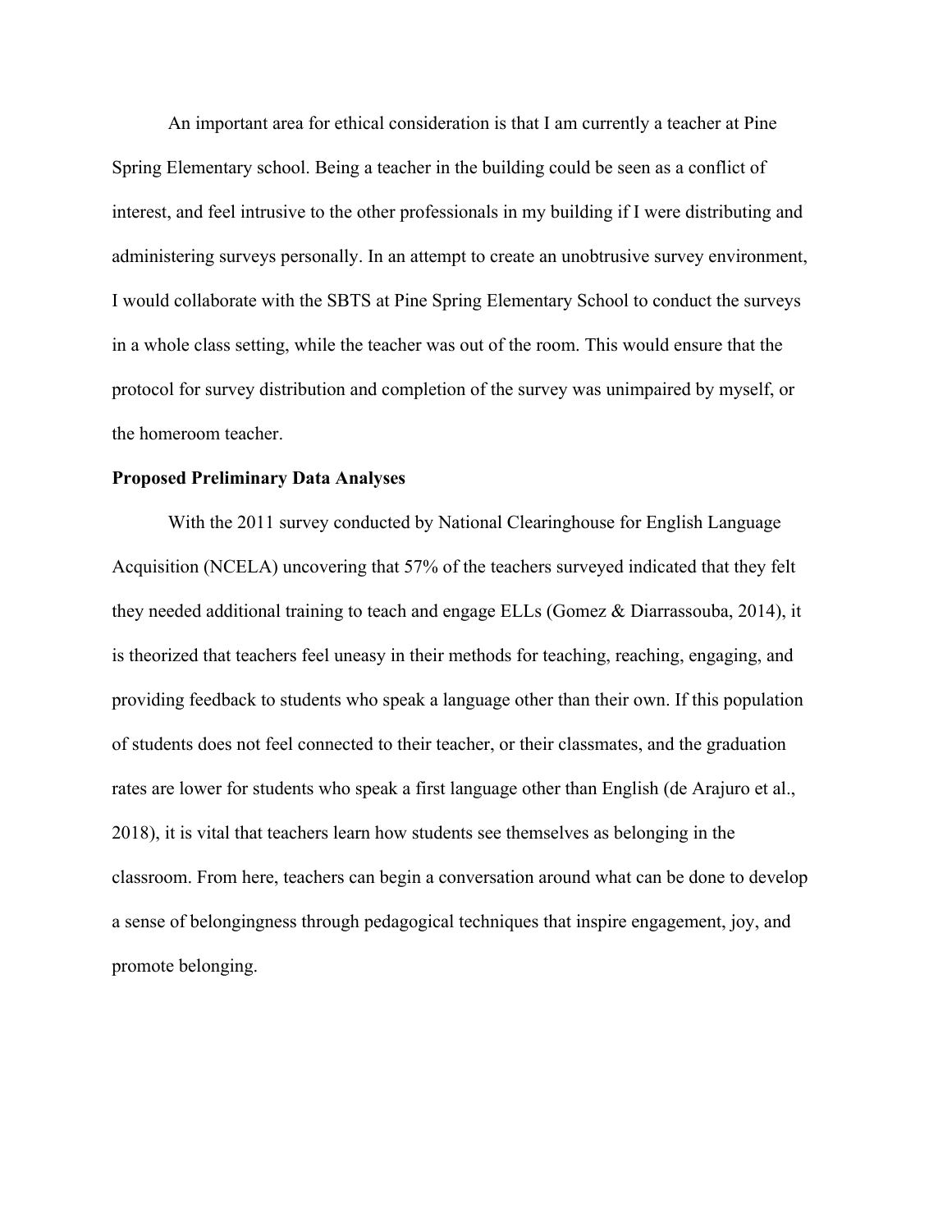An important area for ethical consideration is that I am currently a teacher at Pine Spring Elementary school. Being a teacher in the building could be seen as a conflict of interest, and feel intrusive to the other professionals in my building if I were distributing and administering surveys personally. In an attempt to create an unobtrusive survey environment, I would collaborate with the SBTS at Pine Spring Elementary School to conduct the surveys in a whole class setting, while the teacher was out of the room. This would ensure that the protocol for survey distribution and completion of the survey was unimpaired by myself, or the homeroom teacher.

**Proposed Preliminary Data Analyses**

With the 2011 survey conducted by National Clearinghouse for English Language Acquisition (NCELA) uncovering that 57% of the teachers surveyed indicated that they felt they needed additional training to teach and engage ELLs (Gomez & Diarrassouba, 2014), it is theorized that teachers feel uneasy in their methods for teaching, reaching, engaging, and providing feedback to students who speak a language other than their own. If this population of students does not feel connected to their teacher, or their classmates, and the graduation rates are lower for students who speak a first language other than English (de Arajuro et al., 2018), it is vital that teachers learn how students see themselves as belonging in the classroom. From here, teachers can begin a conversation around what can be done to develop a sense of belongingness through pedagogical techniques that inspire engagement, joy, and promote belonging.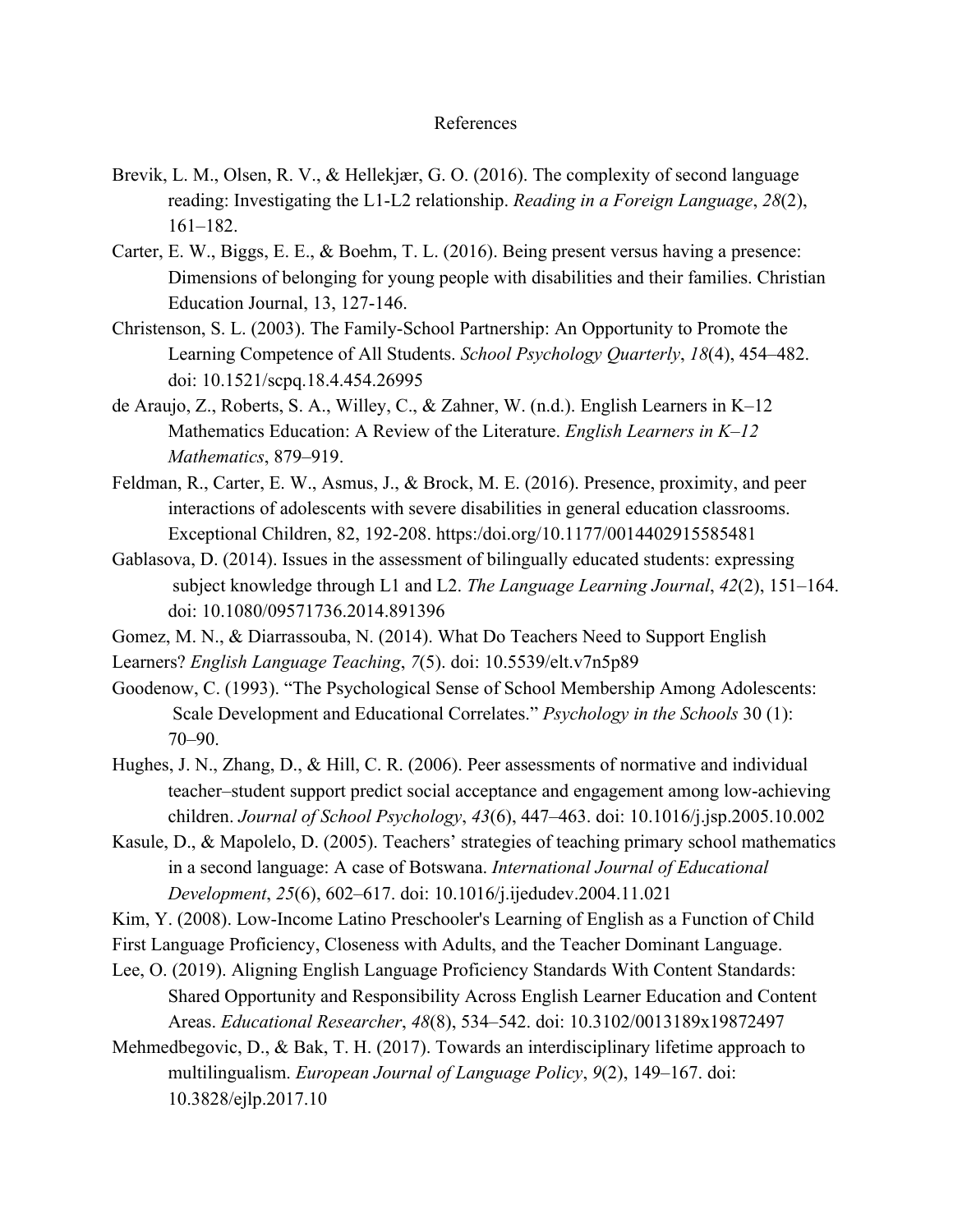# References

Brevik, L. M., Olsen, R. V., & Hellekjær, G. O. (2016). The complexity of second language reading: Investigating the L1-L2 relationship. *Reading in a Foreign Language*, *28*(2), 161–182.

Carter, E. W., Biggs, E. E., & Boehm, T. L. (2016). Being present versus having a presence: Dimensions of belonging for young people with disabilities and their families. Christian Education Journal, 13, 127-146.

Christenson, S. L. (2003). The Family-School Partnership: An Opportunity to Promote the Learning Competence of All Students. *School Psychology Quarterly*, *18*(4), 454–482. doi: 10.1521/scpq.18.4.454.26995

de Araujo, Z., Roberts, S. A., Willey, C., & Zahner, W. (n.d.). English Learners in K–12 Mathematics Education: A Review of the Literature. *English Learners in K–12 Mathematics*, 879–919.

Feldman, R., Carter, E. W., Asmus, J., & Brock, M. E. (2016). Presence, proximity, and peer interactions of adolescents with severe disabilities in general education classrooms. Exceptional Children, 82, 192-208. https:/doi.org/10.1177/0014402915585481

Gablasova, D. (2014). Issues in the assessment of bilingually educated students: expressing subject knowledge through L1 and L2. *The Language Learning Journal*, *42*(2), 151–164. doi: 10.1080/09571736.2014.891396

Gomez, M. N., & Diarrassouba, N. (2014). What Do Teachers Need to Support English Learners? *English Language Teaching*, *7*(5). doi: 10.5539/elt.v7n5p89

Goodenow, C. (1993). "The Psychological Sense of School Membership Among Adolescents: Scale Development and Educational Correlates." *Psychology in the Schools* 30 (1): 70–90.

Hughes, J. N., Zhang, D., & Hill, C. R. (2006). Peer assessments of normative and individual teacher–student support predict social acceptance and engagement among low-achieving children. *Journal of School Psychology*, *43*(6), 447–463. doi: 10.1016/j.jsp.2005.10.002

Kasule, D., & Mapolelo, D. (2005). Teachers' strategies of teaching primary school mathematics in a second language: A case of Botswana. *International Journal of Educational Development*, *25*(6), 602–617. doi: 10.1016/j.ijedudev.2004.11.021

Kim, Y. (2008). Low-Income Latino Preschooler's Learning of English as a Function of Child First Language Proficiency, Closeness with Adults, and the Teacher Dominant Language.

Lee, O. (2019). Aligning English Language Proficiency Standards With Content Standards: Shared Opportunity and Responsibility Across English Learner Education and Content Areas. *Educational Researcher*, *48*(8), 534–542. doi: 10.3102/0013189x19872497

Mehmedbegovic, D., & Bak, T. H. (2017). Towards an interdisciplinary lifetime approach to multilingualism. *European Journal of Language Policy*, *9*(2), 149–167. doi: 10.3828/ejlp.2017.10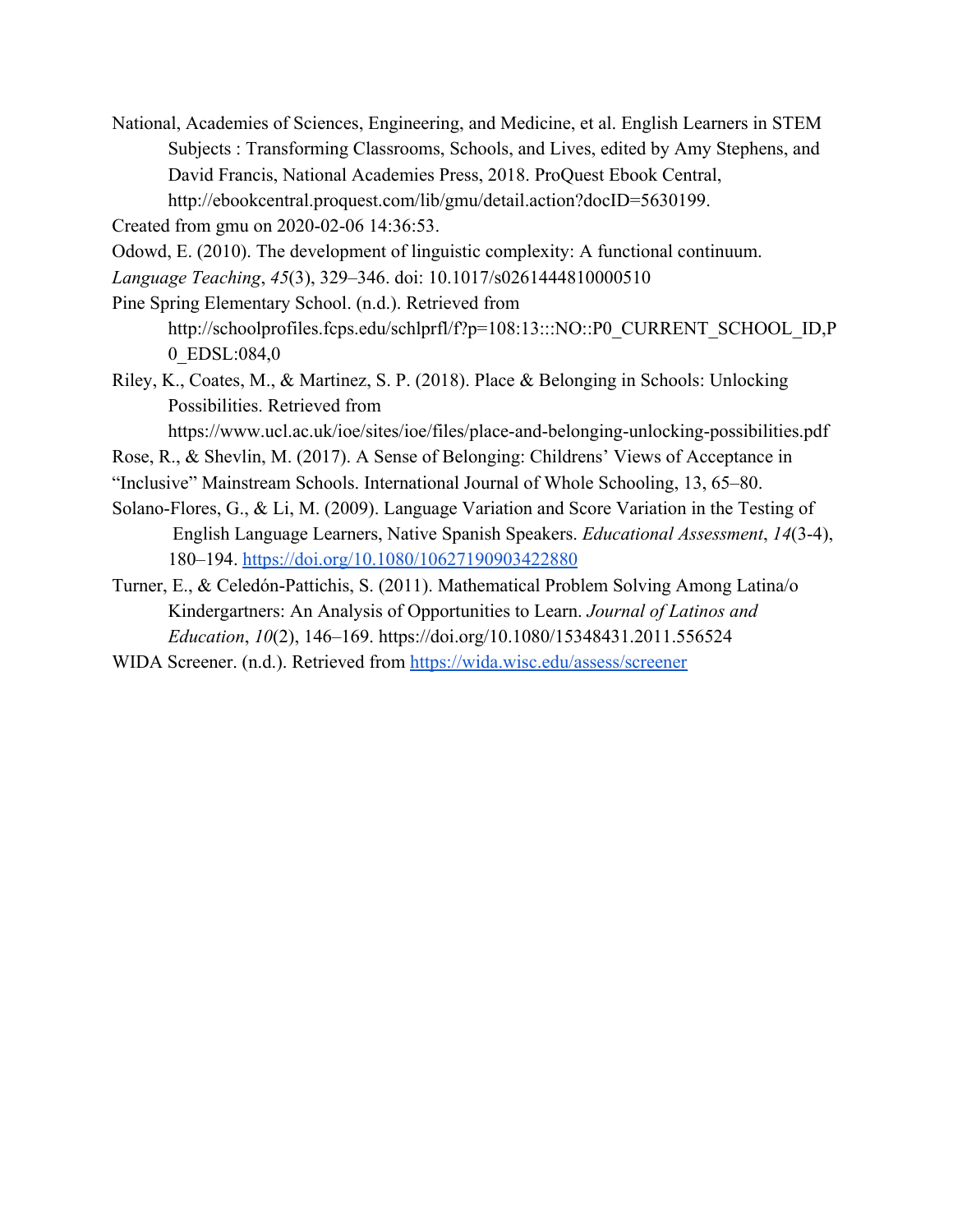National, Academies of Sciences, Engineering, and Medicine, et al. English Learners in STEM Subjects : Transforming Classrooms, Schools, and Lives, edited by Amy Stephens, and David Francis, National Academies Press, 2018. ProQuest Ebook Central, http://ebookcentral.proquest.com/lib/gmu/detail.action?docID=5630199.

Created from gmu on 2020-02-06 14:36:53.

Odowd, E. (2010). The development of linguistic complexity: A functional continuum. *Language Teaching*, *45*(3), 329–346. doi: 10.1017/s0261444810000510

Pine Spring Elementary School. (n.d.). Retrieved from http://schoolprofiles.fcps.edu/schlprfl/f?p=108:13:::NO::P0_CURRENT_SCHOOL_ID,P0_EDSL:084,0

Riley, K., Coates, M., & Martinez, S. P. (2018). Place & Belonging in Schools: Unlocking Possibilities. Retrieved from https://www.ucl.ac.uk/ioe/sites/ioe/files/place-and-belonging-unlocking-possibilities.pdf

Rose, R., & Shevlin, M. (2017). A Sense of Belonging: Childrens' Views of Acceptance in "Inclusive" Mainstream Schools. International Journal of Whole Schooling, 13, 65–80.

Solano-Flores, G., & Li, M. (2009). Language Variation and Score Variation in the Testing of English Language Learners, Native Spanish Speakers. *Educational Assessment*, *14*(3-4), 180–194. https://doi.org/10.1080/10627190903422880

Turner, E., & Celedón-Pattichis, S. (2011). Mathematical Problem Solving Among Latina/o Kindergartners: An Analysis of Opportunities to Learn. *Journal of Latinos and Education*, *10*(2), 146–169. https://doi.org/10.1080/15348431.2011.556524

WIDA Screener. (n.d.). Retrieved from https://wida.wisc.edu/assess/screener